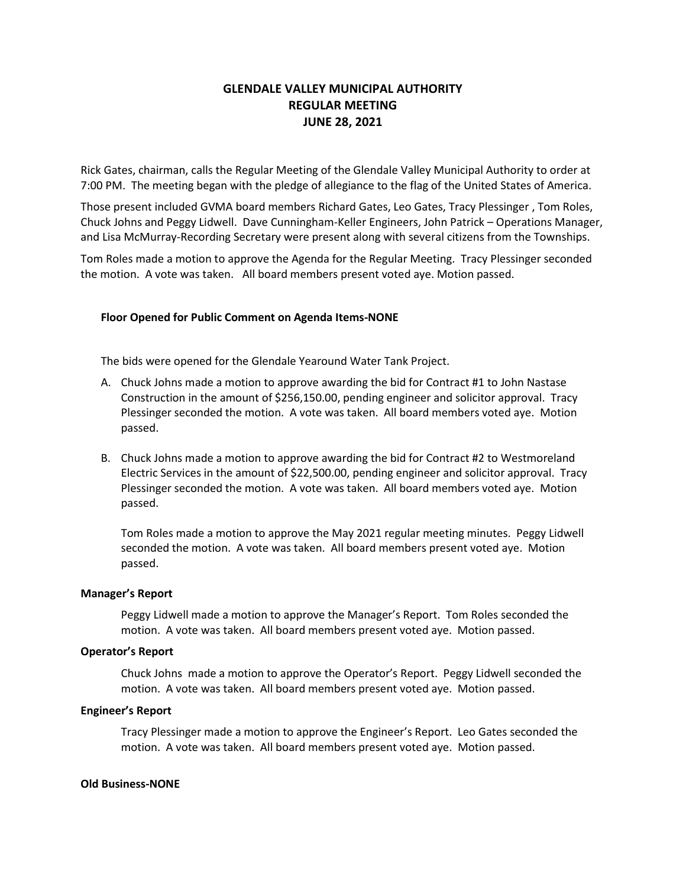# GLENDALE VALLEY MUNICIPAL AUTHORITY
# REGULAR MEETING
# JUNE 28, 2021

Rick Gates, chairman, calls the Regular Meeting of the Glendale Valley Municipal Authority to order at 7:00 PM. The meeting began with the pledge of allegiance to the flag of the United States of America.

Those present included GVMA board members Richard Gates, Leo Gates, Tracy Plessinger , Tom Roles, Chuck Johns and Peggy Lidwell. Dave Cunningham-Keller Engineers, John Patrick – Operations Manager, and Lisa McMurray-Recording Secretary were present along with several citizens from the Townships.

Tom Roles made a motion to approve the Agenda for the Regular Meeting. Tracy Plessinger seconded the motion. A vote was taken. All board members present voted aye. Motion passed.

**Floor Opened for Public Comment on Agenda Items-NONE**

The bids were opened for the Glendale Yearound Water Tank Project.

A. Chuck Johns made a motion to approve awarding the bid for Contract #1 to John Nastase Construction in the amount of $256,150.00, pending engineer and solicitor approval. Tracy Plessinger seconded the motion. A vote was taken. All board members voted aye. Motion passed.

B. Chuck Johns made a motion to approve awarding the bid for Contract #2 to Westmoreland Electric Services in the amount of $22,500.00, pending engineer and solicitor approval. Tracy Plessinger seconded the motion. A vote was taken. All board members voted aye. Motion passed.

Tom Roles made a motion to approve the May 2021 regular meeting minutes. Peggy Lidwell seconded the motion. A vote was taken. All board members present voted aye. Motion passed.

**Manager's Report**

Peggy Lidwell made a motion to approve the Manager's Report. Tom Roles seconded the motion. A vote was taken. All board members present voted aye. Motion passed.

**Operator's Report**

Chuck Johns made a motion to approve the Operator's Report. Peggy Lidwell seconded the motion. A vote was taken. All board members present voted aye. Motion passed.

**Engineer's Report**

Tracy Plessinger made a motion to approve the Engineer's Report. Leo Gates seconded the motion. A vote was taken. All board members present voted aye. Motion passed.

**Old Business-NONE**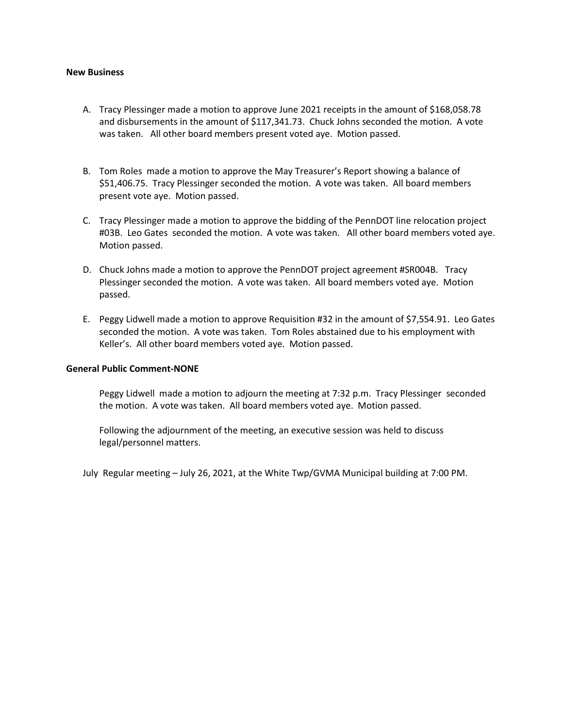**New Business**

A. Tracy Plessinger made a motion to approve June 2021 receipts in the amount of $168,058.78 and disbursements in the amount of $117,341.73. Chuck Johns seconded the motion. A vote was taken. All other board members present voted aye. Motion passed.

B. Tom Roles made a motion to approve the May Treasurer's Report showing a balance of $51,406.75. Tracy Plessinger seconded the motion. A vote was taken. All board members present vote aye. Motion passed.

C. Tracy Plessinger made a motion to approve the bidding of the PennDOT line relocation project #03B. Leo Gates seconded the motion. A vote was taken. All other board members voted aye. Motion passed.

D. Chuck Johns made a motion to approve the PennDOT project agreement #SR004B. Tracy Plessinger seconded the motion. A vote was taken. All board members voted aye. Motion passed.

E. Peggy Lidwell made a motion to approve Requisition #32 in the amount of $7,554.91. Leo Gates seconded the motion. A vote was taken. Tom Roles abstained due to his employment with Keller's. All other board members voted aye. Motion passed.

**General Public Comment-NONE**

Peggy Lidwell made a motion to adjourn the meeting at 7:32 p.m. Tracy Plessinger seconded the motion. A vote was taken. All board members voted aye. Motion passed.

Following the adjournment of the meeting, an executive session was held to discuss legal/personnel matters.

July Regular meeting – July 26, 2021, at the White Twp/GVMA Municipal building at 7:00 PM.